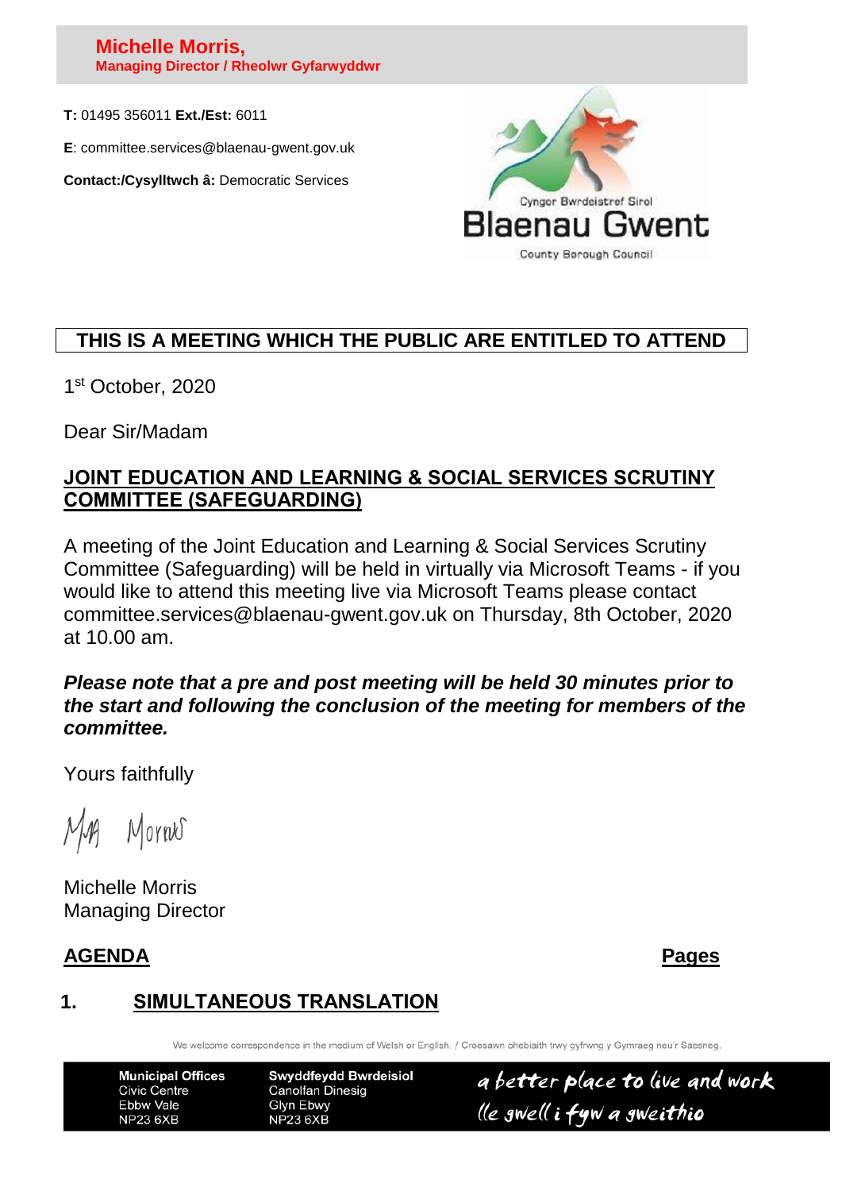**Michelle Morris,**
**Managing Director / Rheolwr Gyfarwyddwr**

**T:** 01495 356011 **Ext./Est:** 6011

**E**: committee.services@blaenau-gwent.gov.uk

**Contact:/Cysylltwch â:** Democratic Services

Cyngor Bwrdeistref Sirol
Blaenau Gwent
County Borough Council

**THIS IS A MEETING WHICH THE PUBLIC ARE ENTITLED TO ATTEND**

1st October, 2020

Dear Sir/Madam

## JOINT EDUCATION AND LEARNING & SOCIAL SERVICES SCRUTINY COMMITTEE (SAFEGUARDING)

A meeting of the Joint Education and Learning & Social Services Scrutiny Committee (Safeguarding) will be held in virtually via Microsoft Teams - if you would like to attend this meeting live via Microsoft Teams please contact committee.services@blaenau-gwent.gov.uk on Thursday, 8th October, 2020 at 10.00 am.

***Please note that a pre and post meeting will be held 30 minutes prior to the start and following the conclusion of the meeting for members of the committee.***

Yours faithfully

M M Morris

Michelle Morris
Managing Director

| **AGENDA** | **Pages** |
|---|---|

**1. SIMULTANEOUS TRANSLATION**

We welcome correspondence in the medium of Welsh or English. / Croesawn ohebiaith trwy gyfrwng y Gymraeg neu'r Saesneg.

| Municipal Offices | Swyddfeydd Bwrdeisiol | |
|---|---|---|
| Civic Centre | Canolfan Dinesig | a better place to live and work |
| Ebbw Vale | Glyn Ebwy | lle gwell i fyw a gweithio |
| NP23 6XB | NP23 6XB | |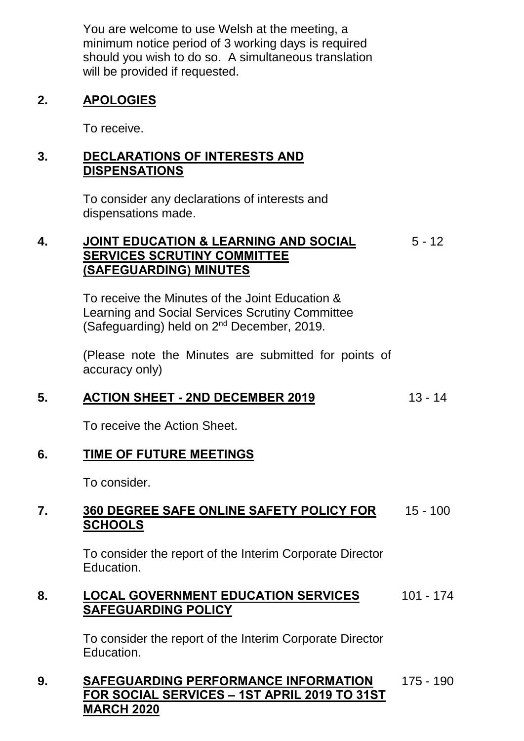You are welcome to use Welsh at the meeting, a minimum notice period of 3 working days is required should you wish to do so. A simultaneous translation will be provided if requested.

**2. APOLOGIES**

To receive.

**3. DECLARATIONS OF INTERESTS AND DISPENSATIONS**

To consider any declarations of interests and dispensations made.

**4. JOINT EDUCATION & LEARNING AND SOCIAL SERVICES SCRUTINY COMMITTEE (SAFEGUARDING) MINUTES** 5 - 12

To receive the Minutes of the Joint Education & Learning and Social Services Scrutiny Committee (Safeguarding) held on 2nd December, 2019.

(Please note the Minutes are submitted for points of accuracy only)

**5. ACTION SHEET - 2ND DECEMBER 2019** 13 - 14

To receive the Action Sheet.

**6. TIME OF FUTURE MEETINGS**

To consider.

**7. 360 DEGREE SAFE ONLINE SAFETY POLICY FOR SCHOOLS** 15 - 100

To consider the report of the Interim Corporate Director Education.

**8. LOCAL GOVERNMENT EDUCATION SERVICES SAFEGUARDING POLICY** 101 - 174

To consider the report of the Interim Corporate Director Education.

**9. SAFEGUARDING PERFORMANCE INFORMATION FOR SOCIAL SERVICES – 1ST APRIL 2019 TO 31ST MARCH 2020** 175 - 190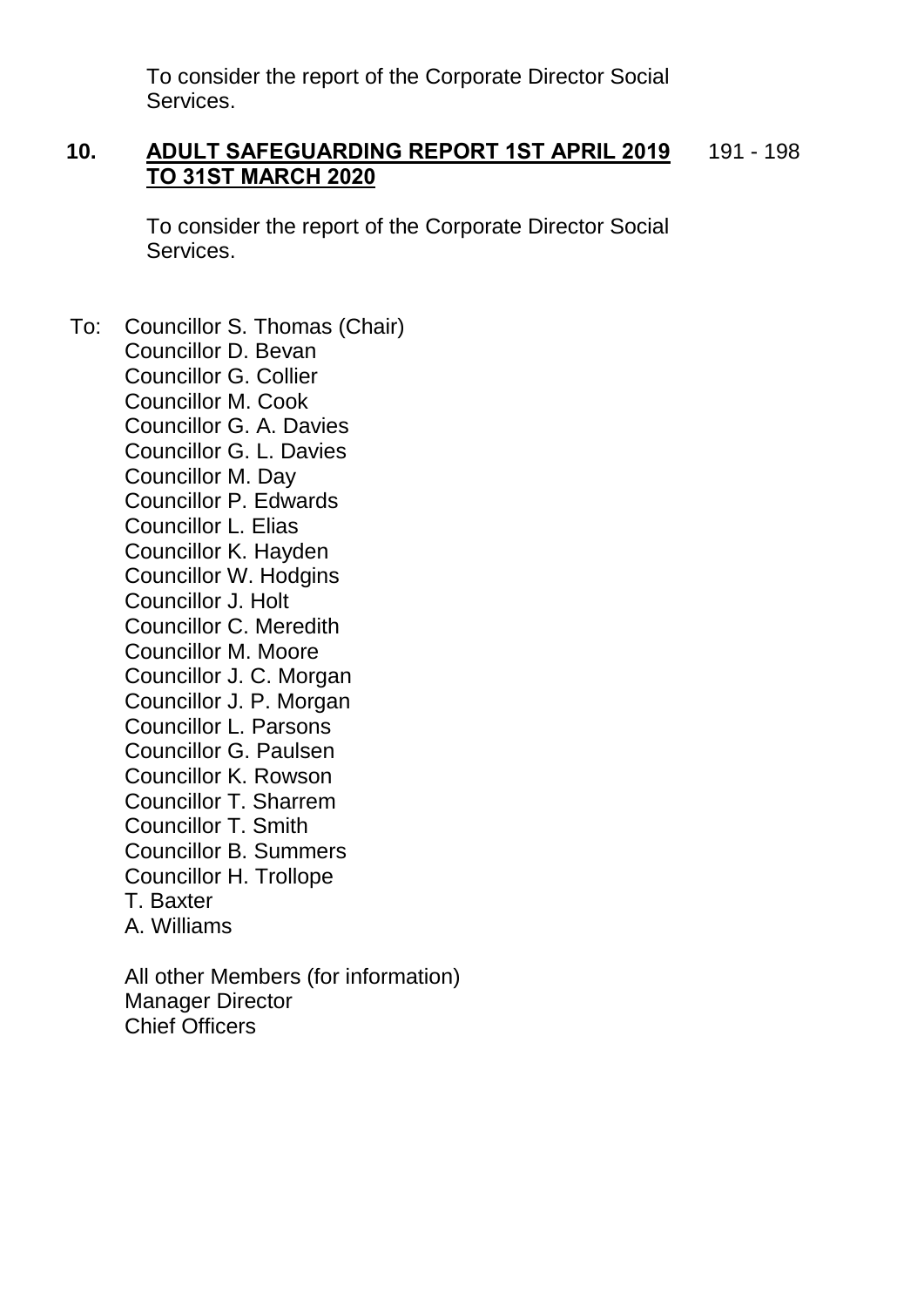To consider the report of the Corporate Director Social Services.

**10. ADULT SAFEGUARDING REPORT 1ST APRIL 2019 TO 31ST MARCH 2020** 191 - 198

To consider the report of the Corporate Director Social Services.

To: Councillor S. Thomas (Chair)
Councillor D. Bevan
Councillor G. Collier
Councillor M. Cook
Councillor G. A. Davies
Councillor G. L. Davies
Councillor M. Day
Councillor P. Edwards
Councillor L. Elias
Councillor K. Hayden
Councillor W. Hodgins
Councillor J. Holt
Councillor C. Meredith
Councillor M. Moore
Councillor J. C. Morgan
Councillor J. P. Morgan
Councillor L. Parsons
Councillor G. Paulsen
Councillor K. Rowson
Councillor T. Sharrem
Councillor T. Smith
Councillor B. Summers
Councillor H. Trollope
T. Baxter
A. Williams

All other Members (for information)
Manager Director
Chief Officers